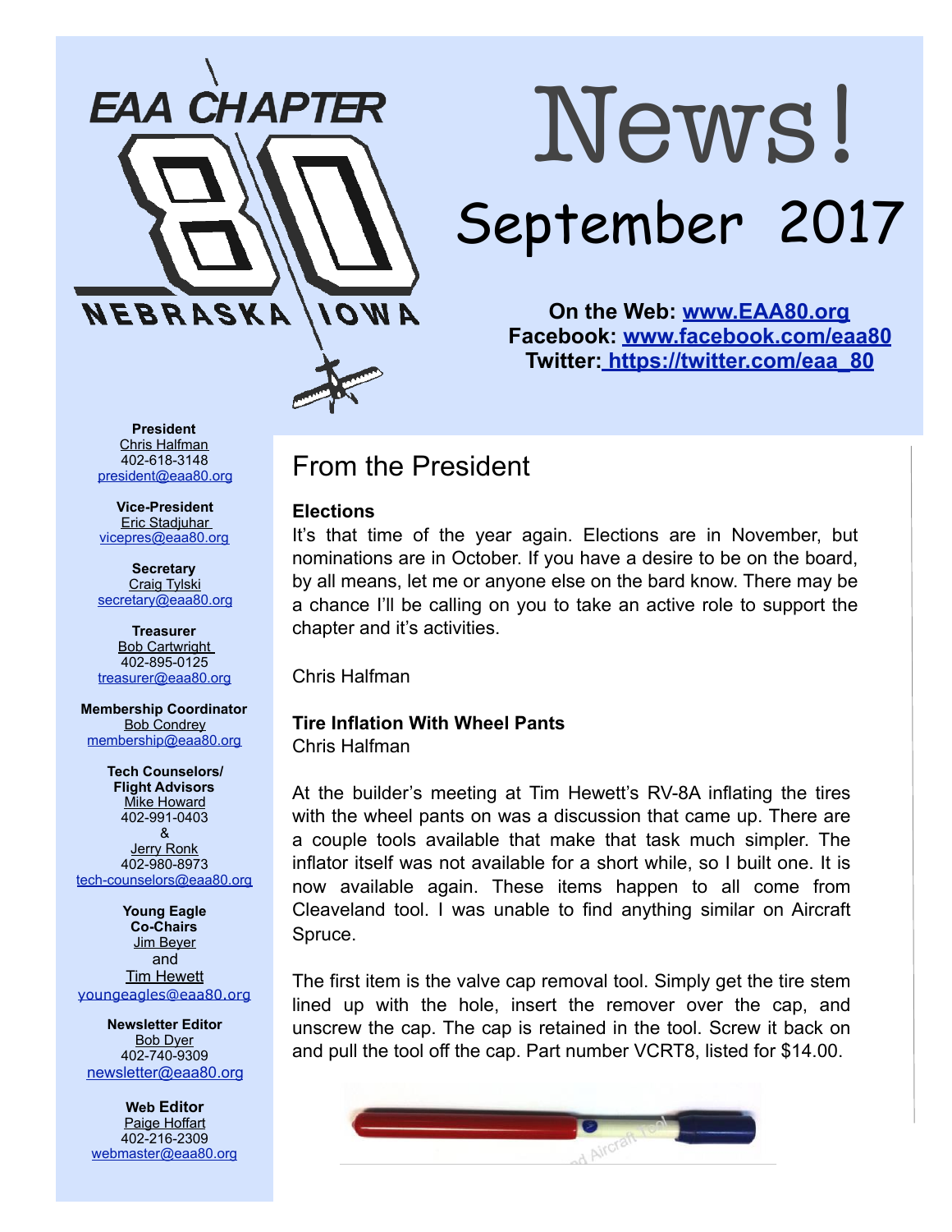# EAA CHAPTER 80 NEBRASKA IOWA

# News!

## September 2017

**On the Web: [www.EAA80.org](http://www.EAA80.org)**
**Facebook: [www.facebook.com/eaa80](http://www.facebook.com/eaa80)**
**Twitter: [https://twitter.com/eaa_80](https://twitter.com/eaa_80)**

**President**
Chris Halfman
402-618-3148
president@eaa80.org

**Vice-President**
Eric Stadjuhar
vicepres@eaa80.org

**Secretary**
Craig Tylski
secretary@eaa80.org

**Treasurer**
Bob Cartwright
402-895-0125
treasurer@eaa80.org

**Membership Coordinator**
Bob Condrey
membership@eaa80.org

**Tech Counselors/ Flight Advisors**
Mike Howard
402-991-0403
&
Jerry Ronk
402-980-8973
tech-counselors@eaa80.org

**Young Eagle Co-Chairs**
Jim Beyer
and
Tim Hewett
youngeagles@eaa80.org

**Newsletter Editor**
Bob Dyer
402-740-9309
newsletter@eaa80.org

**Web Editor**
Paige Hoffart
402-216-2309
webmaster@eaa80.org

## From the President

**Elections**

It's that time of the year again. Elections are in November, but nominations are in October. If you have a desire to be on the board, by all means, let me or anyone else on the bard know. There may be a chance I'll be calling on you to take an active role to support the chapter and it's activities.

Chris Halfman

**Tire Inflation With Wheel Pants**
Chris Halfman

At the builder's meeting at Tim Hewett's RV-8A inflating the tires with the wheel pants on was a discussion that came up. There are a couple tools available that make that task much simpler. The inflator itself was not available for a short while, so I built one. It is now available again. These items happen to all come from Cleaveland tool. I was unable to find anything similar on Aircraft Spruce.

The first item is the valve cap removal tool. Simply get the tire stem lined up with the hole, insert the remover over the cap, and unscrew the cap. The cap is retained in the tool. Screw it back on and pull the tool off the cap. Part number VCRT8, listed for $14.00.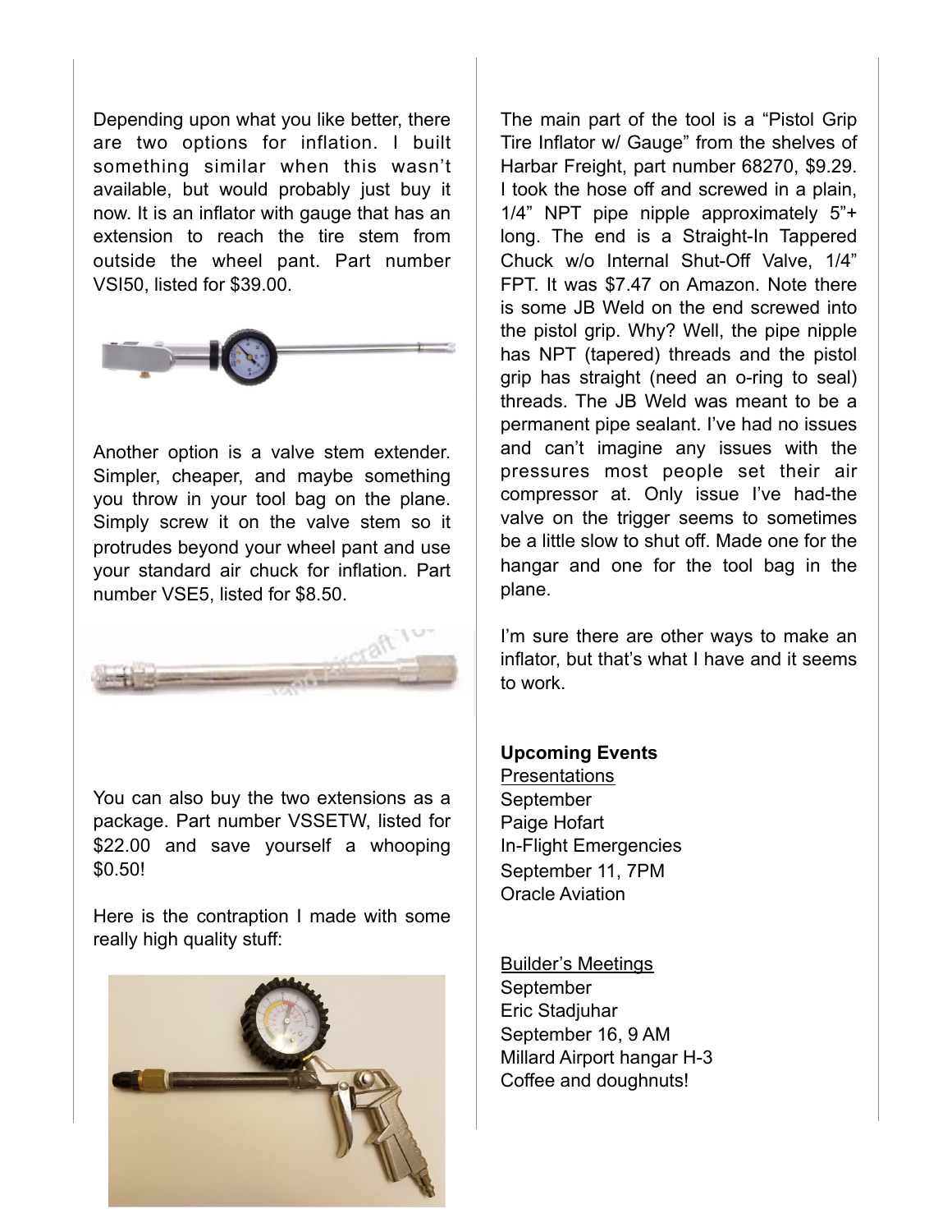Depending upon what you like better, there are two options for inflation. I built something similar when this wasn't available, but would probably just buy it now. It is an inflator with gauge that has an extension to reach the tire stem from outside the wheel pant. Part number VSI50, listed for $39.00.

Another option is a valve stem extender. Simpler, cheaper, and maybe something you throw in your tool bag on the plane. Simply screw it on the valve stem so it protrudes beyond your wheel pant and use your standard air chuck for inflation. Part number VSE5, listed for $8.50.

You can also buy the two extensions as a package. Part number VSSETW, listed for $22.00 and save yourself a whooping $0.50!

Here is the contraption I made with some really high quality stuff:

The main part of the tool is a "Pistol Grip Tire Inflator w/ Gauge" from the shelves of Harbar Freight, part number 68270, $9.29. I took the hose off and screwed in a plain, 1/4" NPT pipe nipple approximately 5"+ long. The end is a Straight-In Tappered Chuck w/o Internal Shut-Off Valve, 1/4" FPT. It was $7.47 on Amazon. Note there is some JB Weld on the end screwed into the pistol grip. Why? Well, the pipe nipple has NPT (tapered) threads and the pistol grip has straight (need an o-ring to seal) threads. The JB Weld was meant to be a permanent pipe sealant. I've had no issues and can't imagine any issues with the pressures most people set their air compressor at. Only issue I've had-the valve on the trigger seems to sometimes be a little slow to shut off. Made one for the hangar and one for the tool bag in the plane.

I'm sure there are other ways to make an inflator, but that's what I have and it seems to work.

**Upcoming Events**

Presentations

September
Paige Hofart
In-Flight Emergencies
September 11, 7PM
Oracle Aviation

Builder's Meetings

September
Eric Stadjuhar
September 16, 9 AM
Millard Airport hangar H-3
Coffee and doughnuts!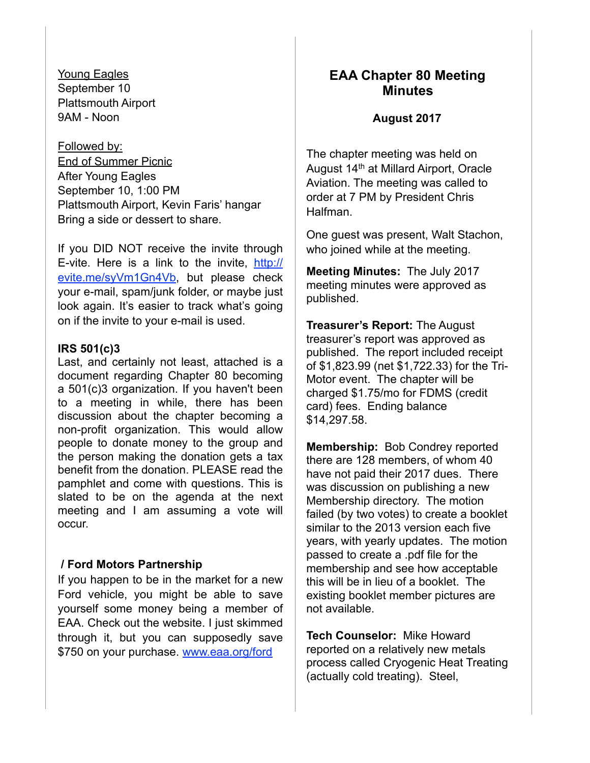Young Eagles
September 10
Plattsmouth Airport
9AM - Noon

Followed by:
End of Summer Picnic
After Young Eagles
September 10, 1:00 PM
Plattsmouth Airport, Kevin Faris' hangar
Bring a side or dessert to share.

If you DID NOT receive the invite through E-vite. Here is a link to the invite, [http://evite.me/syVm1Gn4Vb](http://evite.me/syVm1Gn4Vb), but please check your e-mail, spam/junk folder, or maybe just look again. It's easier to track what's going on if the invite to your e-mail is used.

**IRS 501(c)3**

Last, and certainly not least, attached is a document regarding Chapter 80 becoming a 501(c)3 organization. If you haven't been to a meeting in while, there has been discussion about the chapter becoming a non-profit organization. This would allow people to donate money to the group and the person making the donation gets a tax benefit from the donation. PLEASE read the pamphlet and come with questions. This is slated to be on the agenda at the next meeting and I am assuming a vote will occur.

**/ Ford Motors Partnership**

If you happen to be in the market for a new Ford vehicle, you might be able to save yourself some money being a member of EAA. Check out the website. I just skimmed through it, but you can supposedly save $750 on your purchase. [www.eaa.org/ford](http://www.eaa.org/ford)

## EAA Chapter 80 Meeting Minutes

### August 2017

The chapter meeting was held on August 14th at Millard Airport, Oracle Aviation. The meeting was called to order at 7 PM by President Chris Halfman.

One guest was present, Walt Stachon, who joined while at the meeting.

**Meeting Minutes:** The July 2017 meeting minutes were approved as published.

**Treasurer's Report:** The August treasurer's report was approved as published. The report included receipt of $1,823.99 (net $1,722.33) for the Tri-Motor event. The chapter will be charged $1.75/mo for FDMS (credit card) fees. Ending balance $14,297.58.

**Membership:** Bob Condrey reported there are 128 members, of whom 40 have not paid their 2017 dues. There was discussion on publishing a new Membership directory. The motion failed (by two votes) to create a booklet similar to the 2013 version each five years, with yearly updates. The motion passed to create a .pdf file for the membership and see how acceptable this will be in lieu of a booklet. The existing booklet member pictures are not available.

**Tech Counselor:** Mike Howard reported on a relatively new metals process called Cryogenic Heat Treating (actually cold treating). Steel,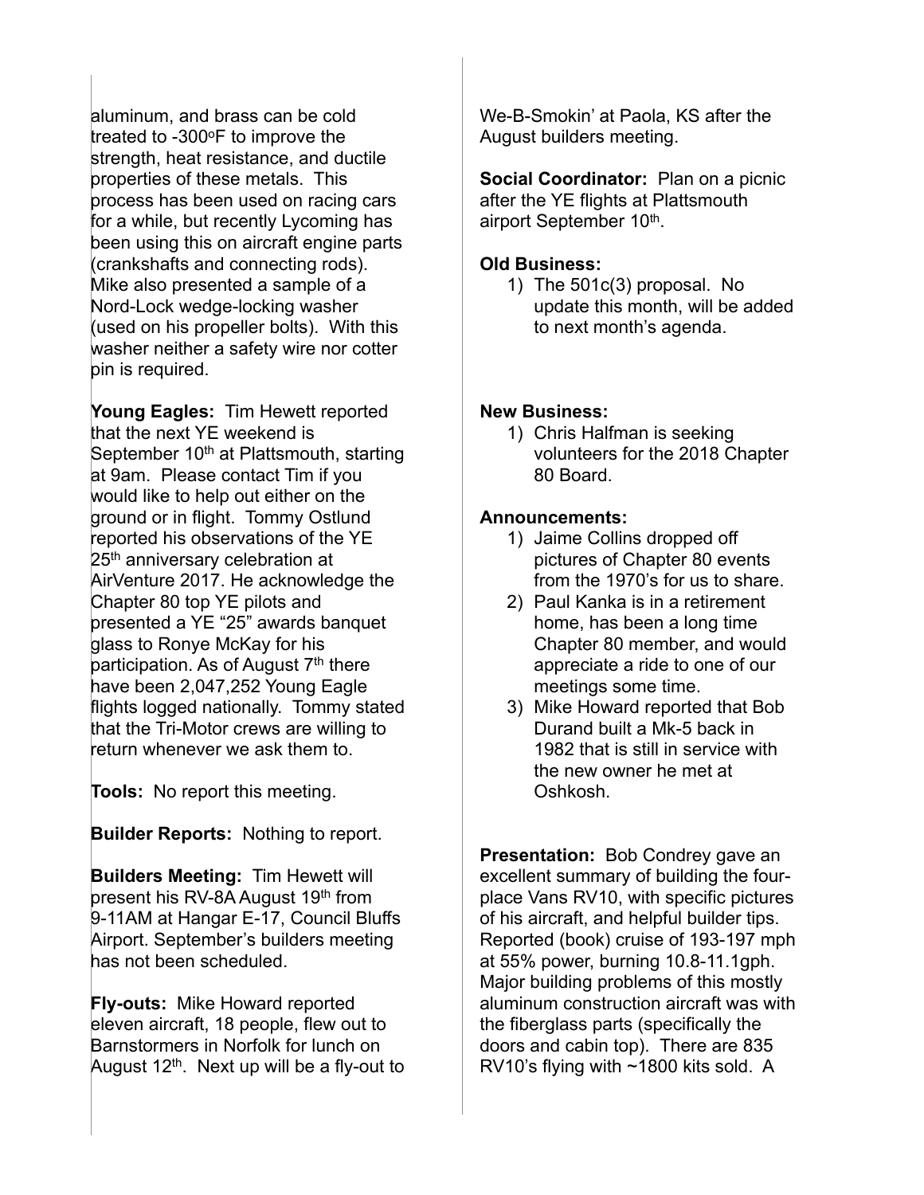aluminum, and brass can be cold treated to -300$^{o}$F to improve the strength, heat resistance, and ductile properties of these metals. This process has been used on racing cars for a while, but recently Lycoming has been using this on aircraft engine parts (crankshafts and connecting rods). Mike also presented a sample of a Nord-Lock wedge-locking washer (used on his propeller bolts). With this washer neither a safety wire nor cotter pin is required.

**Young Eagles:** Tim Hewett reported that the next YE weekend is September 10th at Plattsmouth, starting at 9am. Please contact Tim if you would like to help out either on the ground or in flight. Tommy Ostlund reported his observations of the YE 25th anniversary celebration at AirVenture 2017. He acknowledge the Chapter 80 top YE pilots and presented a YE "25" awards banquet glass to Ronye McKay for his participation. As of August 7th there have been 2,047,252 Young Eagle flights logged nationally. Tommy stated that the Tri-Motor crews are willing to return whenever we ask them to.

**Tools:** No report this meeting.

**Builder Reports:** Nothing to report.

**Builders Meeting:** Tim Hewett will present his RV-8A August 19th from 9-11AM at Hangar E-17, Council Bluffs Airport. September's builders meeting has not been scheduled.

**Fly-outs:** Mike Howard reported eleven aircraft, 18 people, flew out to Barnstormers in Norfolk for lunch on August 12th. Next up will be a fly-out to We-B-Smokin' at Paola, KS after the August builders meeting.

**Social Coordinator:** Plan on a picnic after the YE flights at Plattsmouth airport September 10th.

**Old Business:**

1) The 501c(3) proposal. No update this month, will be added to next month's agenda.

**New Business:**

1) Chris Halfman is seeking volunteers for the 2018 Chapter 80 Board.

**Announcements:**

1) Jaime Collins dropped off pictures of Chapter 80 events from the 1970's for us to share.
2) Paul Kanka is in a retirement home, has been a long time Chapter 80 member, and would appreciate a ride to one of our meetings some time.
3) Mike Howard reported that Bob Durand built a Mk-5 back in 1982 that is still in service with the new owner he met at Oshkosh.

**Presentation:** Bob Condrey gave an excellent summary of building the four-place Vans RV10, with specific pictures of his aircraft, and helpful builder tips. Reported (book) cruise of 193-197 mph at 55% power, burning 10.8-11.1gph. Major building problems of this mostly aluminum construction aircraft was with the fiberglass parts (specifically the doors and cabin top). There are 835 RV10's flying with ~1800 kits sold. A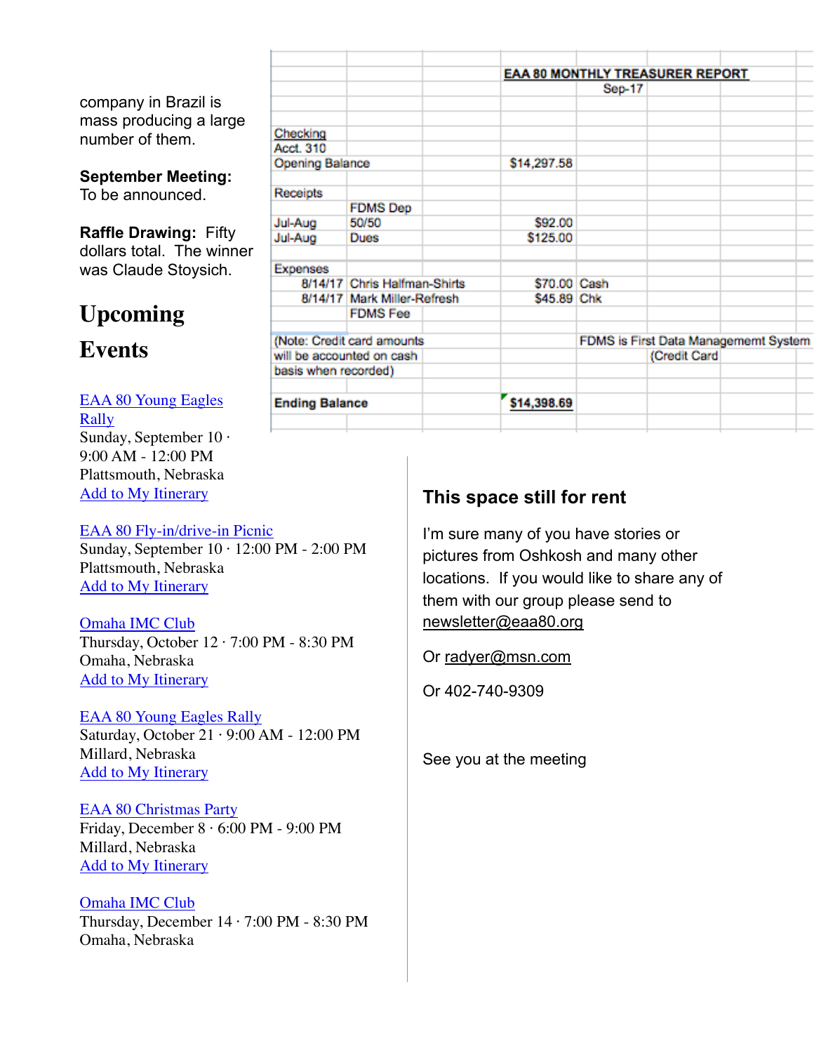company in Brazil is mass producing a large number of them.

**September Meeting:** To be announced.

**Raffle Drawing:** Fifty dollars total. The winner was Claude Stoysich.

| | | | | |
|---|---|---|---|---|
| | | **EAA 80 MONTHLY TREASURER REPORT** | | |
| | | | Sep-17 | |
| Checking | | | | |
| Acct. 310 | | | | |
| Opening Balance | | $14,297.58 | | |
| Receipts | | | | |
| | FDMS Dep | | | |
| Jul-Aug | 50/50 | $92.00 | | |
| Jul-Aug | Dues | $125.00 | | |
| Expenses | | | | |
| 8/14/17 | Chris Halfman-Shirts | $70.00 | Cash | |
| 8/14/17 | Mark Miller-Refresh | $45.89 | Chk | |
| | FDMS Fee | | | |
| (Note: Credit card amounts will be accounted on cash basis when recorded) | | | FDMS is First Data Managememt System (Credit Card | |
| **Ending Balance** | | **$14,398.69** | | |

# Upcoming Events

EAA 80 Young Eagles Rally
Sunday, September 10 · 9:00 AM - 12:00 PM
Plattsmouth, Nebraska
Add to My Itinerary

EAA 80 Fly-in/drive-in Picnic
Sunday, September 10 · 12:00 PM - 2:00 PM
Plattsmouth, Nebraska
Add to My Itinerary

Omaha IMC Club
Thursday, October 12 · 7:00 PM - 8:30 PM
Omaha, Nebraska
Add to My Itinerary

EAA 80 Young Eagles Rally
Saturday, October 21 · 9:00 AM - 12:00 PM
Millard, Nebraska
Add to My Itinerary

EAA 80 Christmas Party
Friday, December 8 · 6:00 PM - 9:00 PM
Millard, Nebraska
Add to My Itinerary

Omaha IMC Club
Thursday, December 14 · 7:00 PM - 8:30 PM
Omaha, Nebraska

## This space still for rent

I'm sure many of you have stories or pictures from Oshkosh and many other locations. If you would like to share any of them with our group please send to newsletter@eaa80.org

Or radyer@msn.com

Or 402-740-9309

See you at the meeting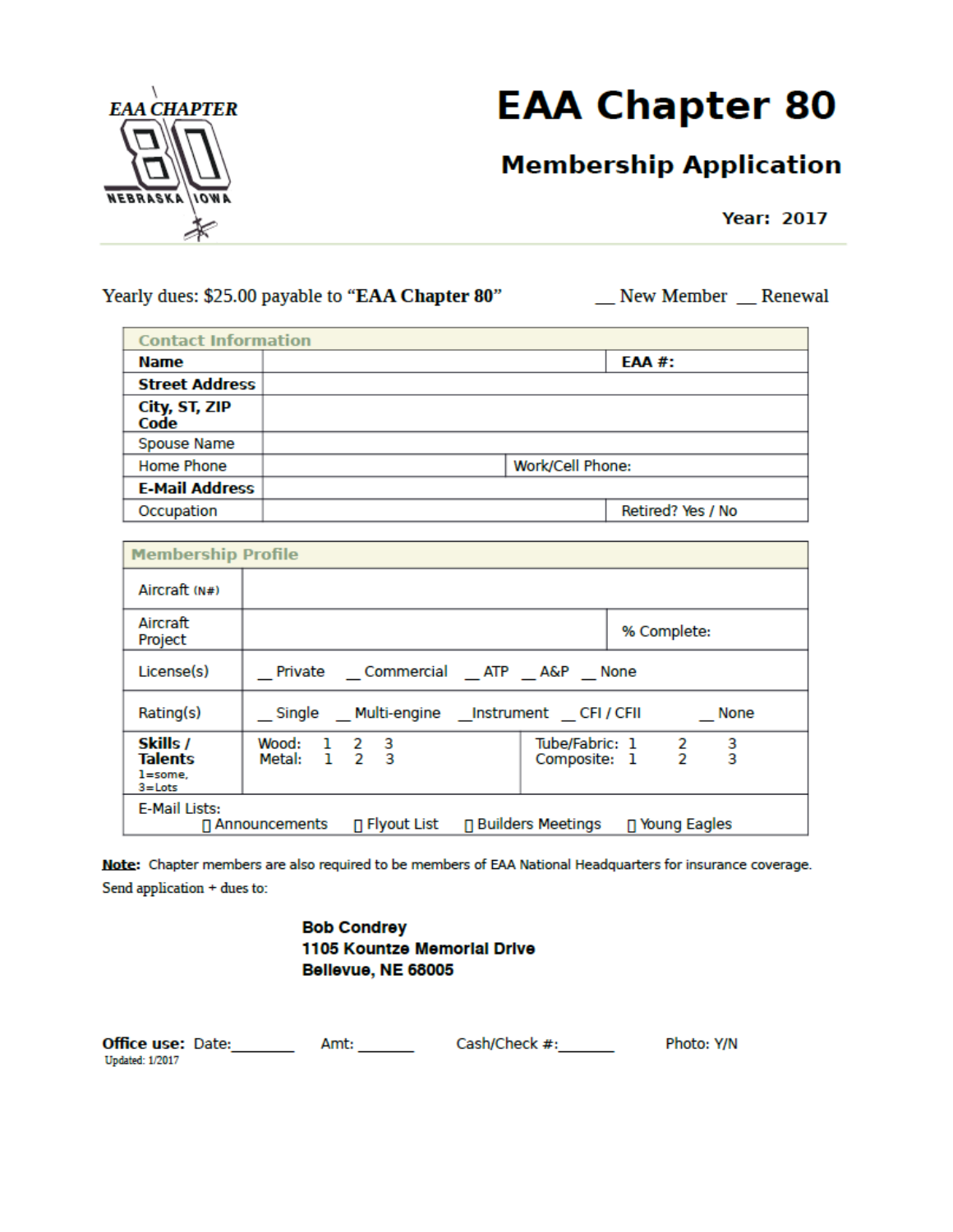# EAA Chapter 80

## Membership Application

**Year: 2017**

Yearly dues: $25.00 payable to "**EAA Chapter 80**"  __ New Member __ Renewal

| Contact Information | | |
|---|---|---|
| **Name** | | **EAA #:** |
| **Street Address** | | |
| **City, ST, ZIP Code** | | |
| Spouse Name | | |
| Home Phone | | Work/Cell Phone: |
| **E-Mail Address** | | |
| Occupation | | Retired? Yes / No |

| Membership Profile | | |
|---|---|---|
| Aircraft (N#) | | |
| Aircraft Project | | % Complete: |
| License(s) | __ Private __ Commercial __ ATP __ A&P __ None | |
| Rating(s) | __ Single __ Multi-engine __Instrument __ CFI / CFII __ None | |
| **Skills / Talents** 1=some, 3=Lots | Wood: 1 2 3<br>Metal: 1 2 3 | Tube/Fabric: 1 2 3<br>Composite: 1 2 3 |
| E-Mail Lists: ▯ Announcements ▯ Flyout List ▯ Builders Meetings ▯ Young Eagles | | |

**Note:** Chapter members are also required to be members of EAA National Headquarters for insurance coverage.

Send application + dues to:

**Bob Condrey**
**1105 Kountze Memorial Drive**
**Bellevue, NE 68005**

**Office use:** Date:_______ Amt: _______ Cash/Check #:_______ Photo: Y/N

Updated: 1/2017